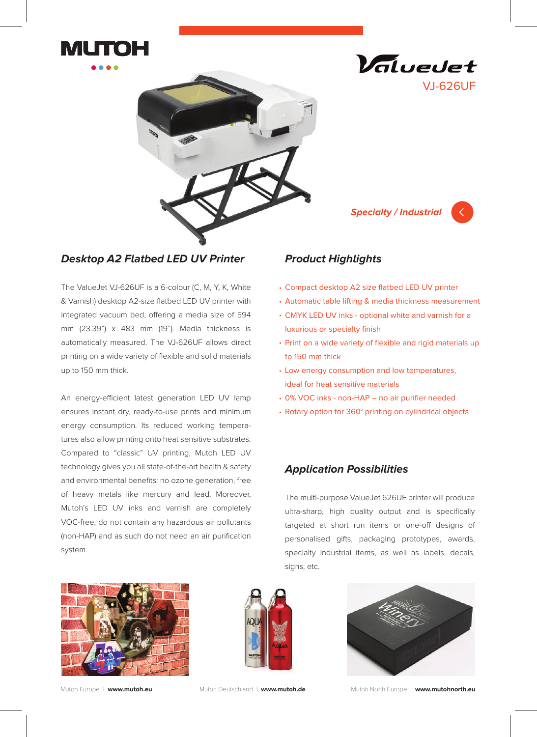MUTOH

ValueJet

VJ-626UF

*Specialty / Industrial*

## *Desktop A2 Flatbed LED UV Printer*

The ValueJet VJ-626UF is a 6-colour (C, M, Y, K, White & Varnish) desktop A2-size flatbed LED UV printer with integrated vacuum bed, offering a media size of 594 mm (23.39") x 483 mm (19"). Media thickness is automatically measured. The VJ-626UF allows direct printing on a wide variety of flexible and solid materials up to 150 mm thick.

An energy-efficient latest generation LED UV lamp ensures instant dry, ready-to-use prints and minimum energy consumption. Its reduced working temperatures also allow printing onto heat sensitive substrates. Compared to "classic" UV printing, Mutoh LED UV technology gives you all state-of-the-art health & safety and environmental benefits: no ozone generation, free of heavy metals like mercury and lead. Moreover, Mutoh's LED UV inks and varnish are completely VOC-free, do not contain any hazardous air pollutants (non-HAP) and as such do not need an air purification system.

## *Product Highlights*

- Compact desktop A2 size flatbed LED UV printer
- Automatic table lifting & media thickness measurement
- CMYK LED UV inks - optional white and varnish for a luxurious or specialty finish
- Print on a wide variety of flexible and rigid materials up to 150 mm thick
- Low energy consumption and low temperatures, ideal for heat sensitive materials
- 0% VOC inks - non-HAP – no air purifier needed
- Rotary option for 360° printing on cylindrical objects

## *Application Possibilities*

The multi-purpose ValueJet 626UF printer will produce ultra-sharp, high quality output and is specifically targeted at short run items or one-off designs of personalised gifts, packaging prototypes, awards, specialty industrial items, as well as labels, decals, signs, etc.

Mutoh Europe | **www.mutoh.eu**   Mutoh Deutschland | **www.mutoh.de**   Mutoh North Europe | **www.mutohnorth.eu**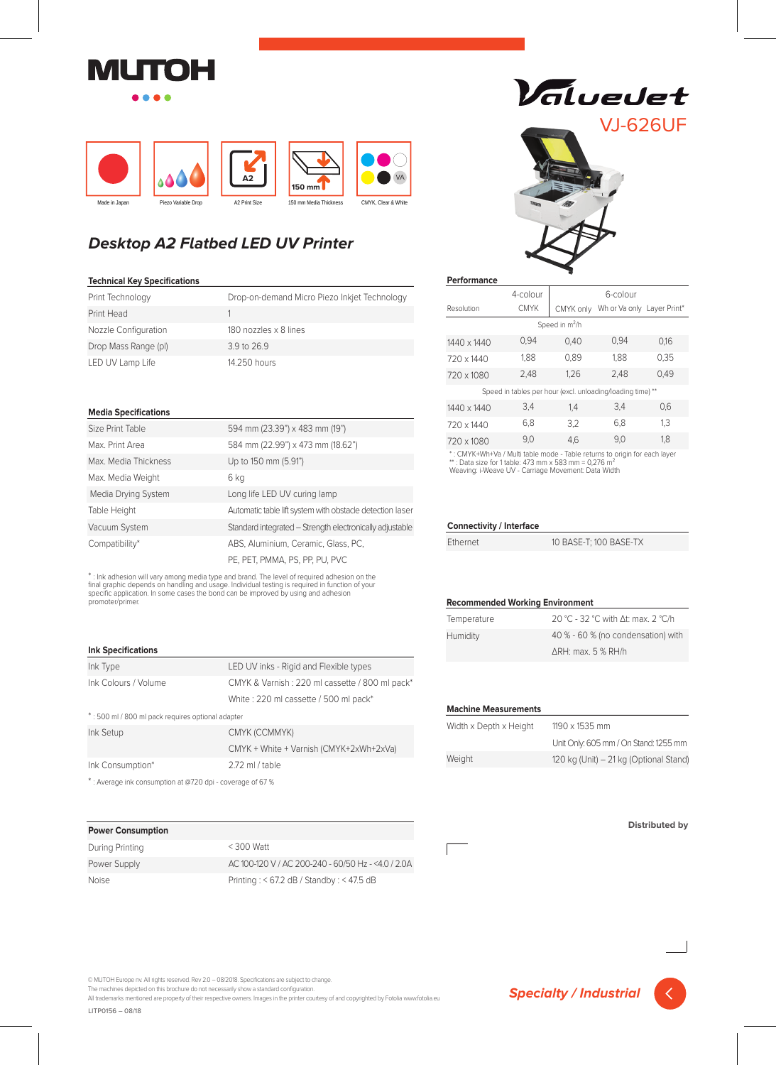MUTOH

# ValueJet VJ-626UF

Made in Japan | Piezo Variable Drop | A2 Print Size | 150 mm Media Thickness | CMYK, Clear & White

## Desktop A2 Flatbed LED UV Printer

### Technical Key Specifications

| | |
|---|---|
| Print Technology | Drop-on-demand Micro Piezo Inkjet Technology |
| Print Head | 1 |
| Nozzle Configuration | 180 nozzles x 8 lines |
| Drop Mass Range (pl) | 3.9 to 26.9 |
| LED UV Lamp Life | 14.250 hours |

### Media Specifications

| | |
|---|---|
| Size Print Table | 594 mm (23.39") x 483 mm (19") |
| Max. Print Area | 584 mm (22.99") x 473 mm (18.62") |
| Max. Media Thickness | Up to 150 mm (5.91") |
| Max. Media Weight | 6 kg |
| Media Drying System | Long life LED UV curing lamp |
| Table Height | Automatic table lift system with obstacle detection laser |
| Vacuum System | Standard integrated – Strength electronically adjustable |
| Compatibility* | ABS, Aluminium, Ceramic, Glass, PC, PE, PET, PMMA, PS, PP, PU, PVC |

* : Ink adhesion will vary among media type and brand. The level of required adhesion on the final graphic depends on handling and usage. Individual testing is required in function of your specific application. In some cases the bond can be improved by using and adhesion promoter/primer.

### Ink Specifications

| | |
|---|---|
| Ink Type | LED UV inks - Rigid and Flexible types |
| Ink Colours / Volume | CMYK & Varnish : 220 ml cassette / 800 ml pack* |
| | White : 220 ml cassette / 500 ml pack* |

* : 500 ml / 800 ml pack requires optional adapter

| | |
|---|---|
| Ink Setup | CMYK (CCMMYK) |
| | CMYK + White + Varnish (CMYK+2xWh+2xVa) |
| Ink Consumption* | 2.72 ml / table |

* : Average ink consumption at @720 dpi - coverage of 67 %

### Power Consumption

| | |
|---|---|
| During Printing | < 300 Watt |
| Power Supply | AC 100-120 V / AC 200-240 - 60/50 Hz - <4.0 / 2.0A |
| Noise | Printing : < 67.2 dB / Standby : < 47.5 dB |

### Performance

| | 4-colour | 6-colour | | |
|---|---|---|---|---|
| Resolution | CMYK | CMYK only | Wh or Va only | Layer Print* |
| Speed in $m^2/h$ | | | | |
| 1440 x 1440 | 0,94 | 0,40 | 0,94 | 0,16 |
| 720 x 1440 | 1,88 | 0,89 | 1,88 | 0,35 |
| 720 x 1080 | 2,48 | 1,26 | 2,48 | 0,49 |
| Speed in tables per hour (excl. unloading/loading time) ** | | | | |
| 1440 x 1440 | 3,4 | 1,4 | 3,4 | 0,6 |
| 720 x 1440 | 6,8 | 3,2 | 6,8 | 1,3 |
| 720 x 1080 | 9,0 | 4,6 | 9,0 | 1,8 |

* : CMYK+Wh+Va / Multi table mode - Table returns to origin for each layer
** : Data size for 1 table: 473 mm x 583 mm = 0,276 $m^2$
Weaving: i-Weave UV - Carriage Movement: Data Width

### Connectivity / Interface

| | |
|---|---|
| Ethernet | 10 BASE-T; 100 BASE-TX |

### Recommended Working Environment

| | |
|---|---|
| Temperature | 20 °C - 32 °C with Δt: max. 2 °C/h |
| Humidity | 40 % - 60 % (no condensation) with ΔRH: max. 5 % RH/h |

### Machine Measurements

| | |
|---|---|
| Width x Depth x Height | 1190 x 1535 mm |
| | Unit Only: 605 mm / On Stand: 1255 mm |
| Weight | 120 kg (Unit) – 21 kg (Optional Stand) |

**Distributed by**

© MUTOH Europe nv. All rights reserved. Rev 2.0 – 08/2018. Specifications are subject to change.
The machines depicted on this brochure do not necessarily show a standard configuration.
All trademarks mentioned are property of their respective owners. Images in the printer courtesy of and copyrighted by Fotolia www.fotolia.eu
LITP0156 – 08/18

*Specialty / Industrial*